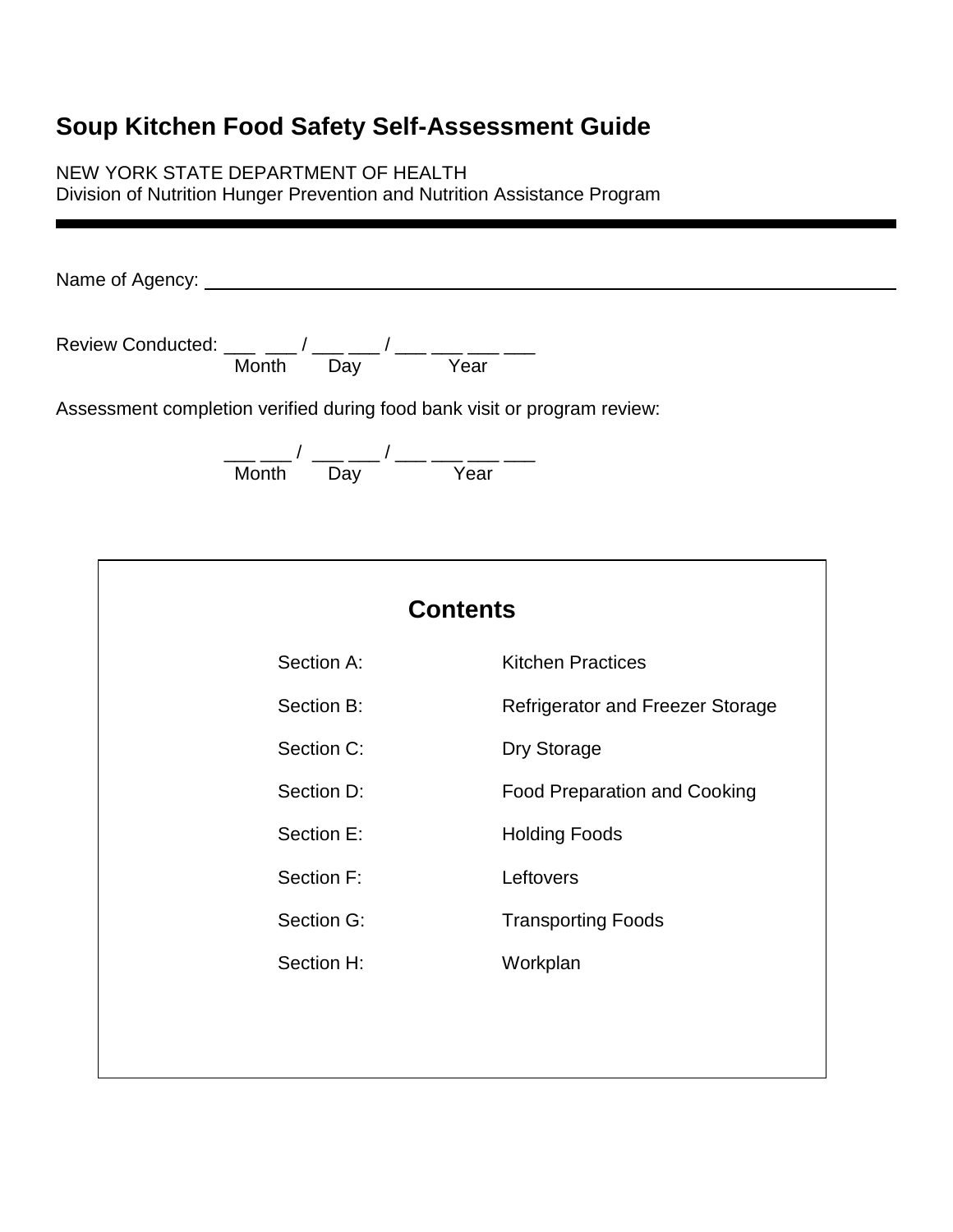# Soup Kitchen Food Safety Self-Assessment Guide

NEW YORK STATE DEPARTMENT OF HEALTH
Division of Nutrition Hunger Prevention and Nutrition Assistance Program

---

Name of Agency: ______________________________________________________________

Review Conducted: ___ ___ / ___ ___ / ___ ___ ___ ___
Month Day Year

Assessment completion verified during food bank visit or program review:

___ ___ / ___ ___ / ___ ___ ___ ___
Month Day Year

## Contents

| | |
|---|---|
| Section A: | Kitchen Practices |
| Section B: | Refrigerator and Freezer Storage |
| Section C: | Dry Storage |
| Section D: | Food Preparation and Cooking |
| Section E: | Holding Foods |
| Section F: | Leftovers |
| Section G: | Transporting Foods |
| Section H: | Workplan |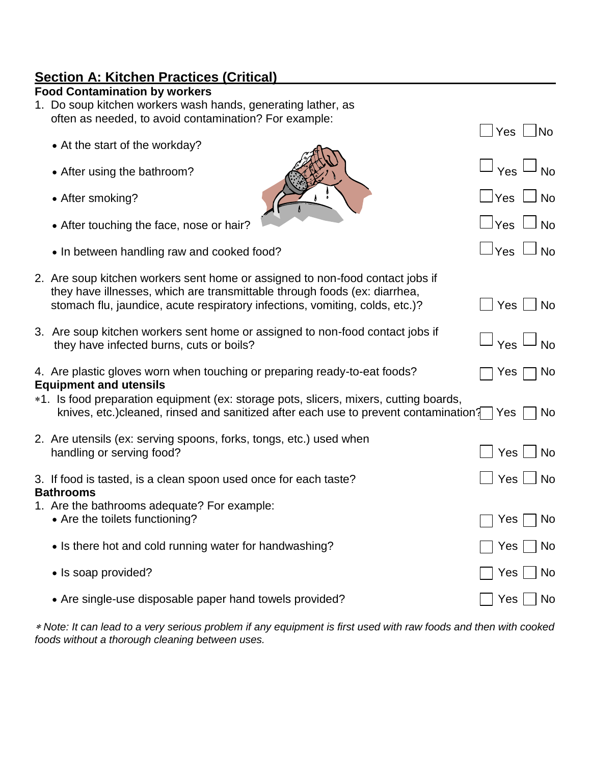## Section A: Kitchen Practices (Critical)

**Food Contamination by workers**

1. Do soup kitchen workers wash hands, generating lather, as often as needed, to avoid contamination? For example: ☐ Yes ☐ No
   - At the start of the workday?
   - After using the bathroom? ☐ Yes ☐ No
   - After smoking? ☐ Yes ☐ No
   - After touching the face, nose or hair? ☐ Yes ☐ No
   - In between handling raw and cooked food? ☐ Yes ☐ No

2. Are soup kitchen workers sent home or assigned to non-food contact jobs if they have illnesses, which are transmittable through foods (ex: diarrhea, stomach flu, jaundice, acute respiratory infections, vomiting, colds, etc.)? ☐ Yes ☐ No

3. Are soup kitchen workers sent home or assigned to non-food contact jobs if they have infected burns, cuts or boils? ☐ Yes ☐ No

4. Are plastic gloves worn when touching or preparing ready-to-eat foods? ☐ Yes ☐ No

**Equipment and utensils**

∗1. Is food preparation equipment (ex: storage pots, slicers, mixers, cutting boards, knives, etc.)cleaned, rinsed and sanitized after each use to prevent contamination? ☐ Yes ☐ No

2. Are utensils (ex: serving spoons, forks, tongs, etc.) used when handling or serving food? ☐ Yes ☐ No

3. If food is tasted, is a clean spoon used once for each taste? ☐ Yes ☐ No

**Bathrooms**

1. Are the bathrooms adequate? For example:
   - Are the toilets functioning? ☐ Yes ☐ No
   - Is there hot and cold running water for handwashing? ☐ Yes ☐ No
   - Is soap provided? ☐ Yes ☐ No
   - Are single-use disposable paper hand towels provided? ☐ Yes ☐ No

*∗ Note: It can lead to a very serious problem if any equipment is first used with raw foods and then with cooked foods without a thorough cleaning between uses.*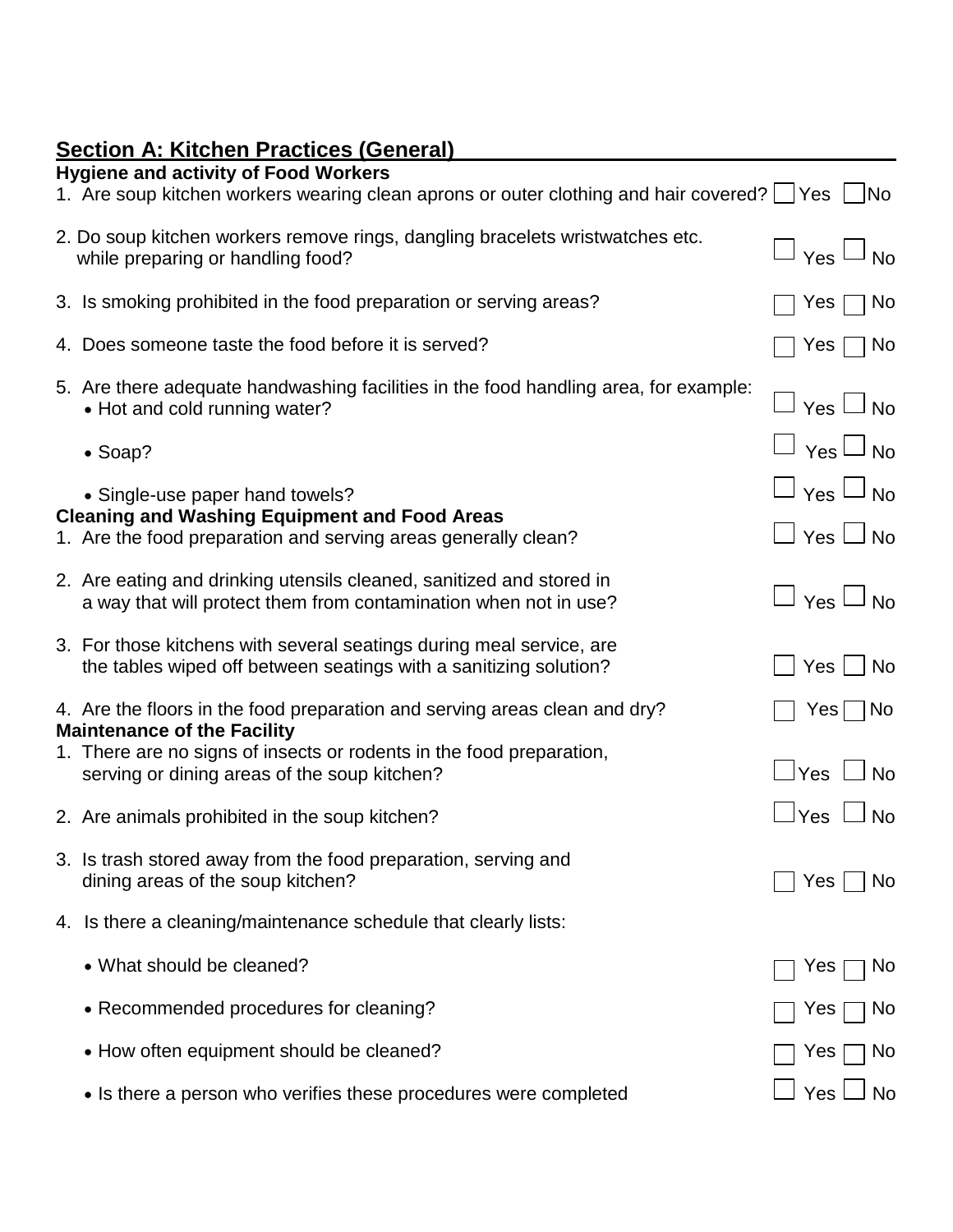## Section A: Kitchen Practices (General)

**Hygiene and activity of Food Workers**

1. Are soup kitchen workers wearing clean aprons or outer clothing and hair covered? ☐ Yes ☐ No

2. Do soup kitchen workers remove rings, dangling bracelets wristwatches etc. while preparing or handling food? ☐ Yes ☐ No

3. Is smoking prohibited in the food preparation or serving areas? ☐ Yes ☐ No

4. Does someone taste the food before it is served? ☐ Yes ☐ No

5. Are there adequate handwashing facilities in the food handling area, for example:
   - Hot and cold running water? ☐ Yes ☐ No
   - Soap? ☐ Yes ☐ No
   - Single-use paper hand towels? ☐ Yes ☐ No

**Cleaning and Washing Equipment and Food Areas**

1. Are the food preparation and serving areas generally clean? ☐ Yes ☐ No

2. Are eating and drinking utensils cleaned, sanitized and stored in a way that will protect them from contamination when not in use? ☐ Yes ☐ No

3. For those kitchens with several seatings during meal service, are the tables wiped off between seatings with a sanitizing solution? ☐ Yes ☐ No

4. Are the floors in the food preparation and serving areas clean and dry? ☐ Yes ☐ No

**Maintenance of the Facility**

1. There are no signs of insects or rodents in the food preparation, serving or dining areas of the soup kitchen? ☐ Yes ☐ No

2. Are animals prohibited in the soup kitchen? ☐ Yes ☐ No

3. Is trash stored away from the food preparation, serving and dining areas of the soup kitchen? ☐ Yes ☐ No

4. Is there a cleaning/maintenance schedule that clearly lists:
   - What should be cleaned? ☐ Yes ☐ No
   - Recommended procedures for cleaning? ☐ Yes ☐ No
   - How often equipment should be cleaned? ☐ Yes ☐ No
   - Is there a person who verifies these procedures were completed ☐ Yes ☐ No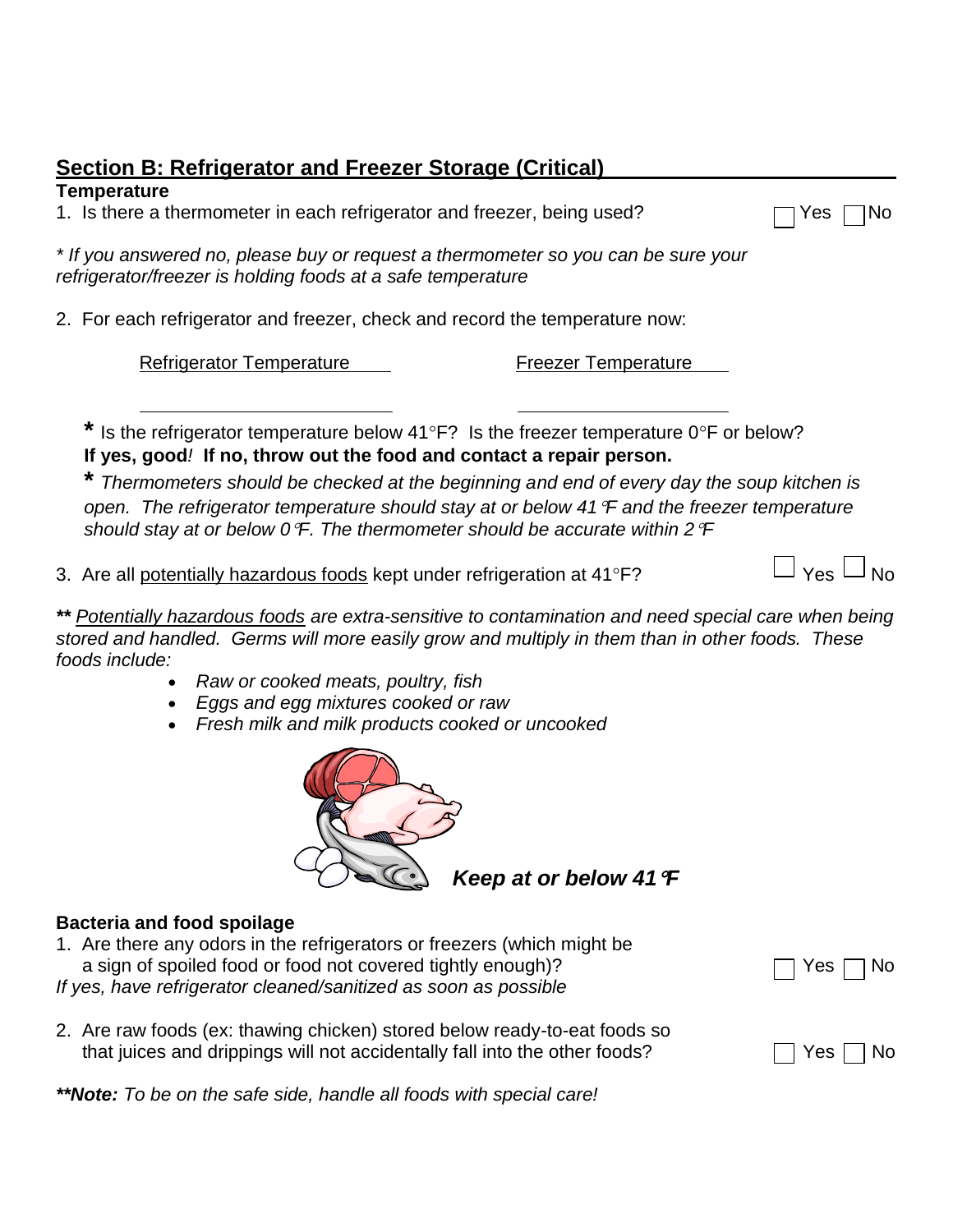## Section B: Refrigerator and Freezer Storage (Critical)

**Temperature**

1. Is there a thermometer in each refrigerator and freezer, being used? ☐ Yes ☐ No

*\* If you answered no, please buy or request a thermometer so you can be sure your refrigerator/freezer is holding foods at a safe temperature*

2. For each refrigerator and freezer, check and record the temperature now:

| Refrigerator Temperature | Freezer Temperature |
|---|---|
| \_\_\_\_\_\_\_\_\_\_\_\_\_\_\_\_\_\_\_\_ | \_\_\_\_\_\_\_\_\_\_\_\_\_\_\_\_\_\_\_\_ |

**\*** Is the refrigerator temperature below 41°F? Is the freezer temperature 0°F or below?
**If yes, good*!*  If no, throw out the food and contact a repair person.**

**\*** *Thermometers should be checked at the beginning and end of every day the soup kitchen is open. The refrigerator temperature should stay at or below 41°F and the freezer temperature should stay at or below 0°F. The thermometer should be accurate within 2°F*

3. Are all potentially hazardous foods kept under refrigeration at 41°F? ☐ Yes ☐ No

***\*\** *Potentially hazardous foods are extra-sensitive to contamination and need special care when being stored and handled. Germs will more easily grow and multiply in them than in other foods. These foods include:*

- *Raw or cooked meats, poultry, fish*
- *Eggs and egg mixtures cooked or raw*
- *Fresh milk and milk products cooked or uncooked*

***Keep at or below 41°F***

**Bacteria and food spoilage**

1. Are there any odors in the refrigerators or freezers (which might be a sign of spoiled food or food not covered tightly enough)? ☐ Yes ☐ No

*If yes, have refrigerator cleaned/sanitized as soon as possible*

2. Are raw foods (ex: thawing chicken) stored below ready-to-eat foods so that juices and drippings will not accidentally fall into the other foods? ☐ Yes ☐ No

***\*\*Note:** To be on the safe side, handle all foods with special care!*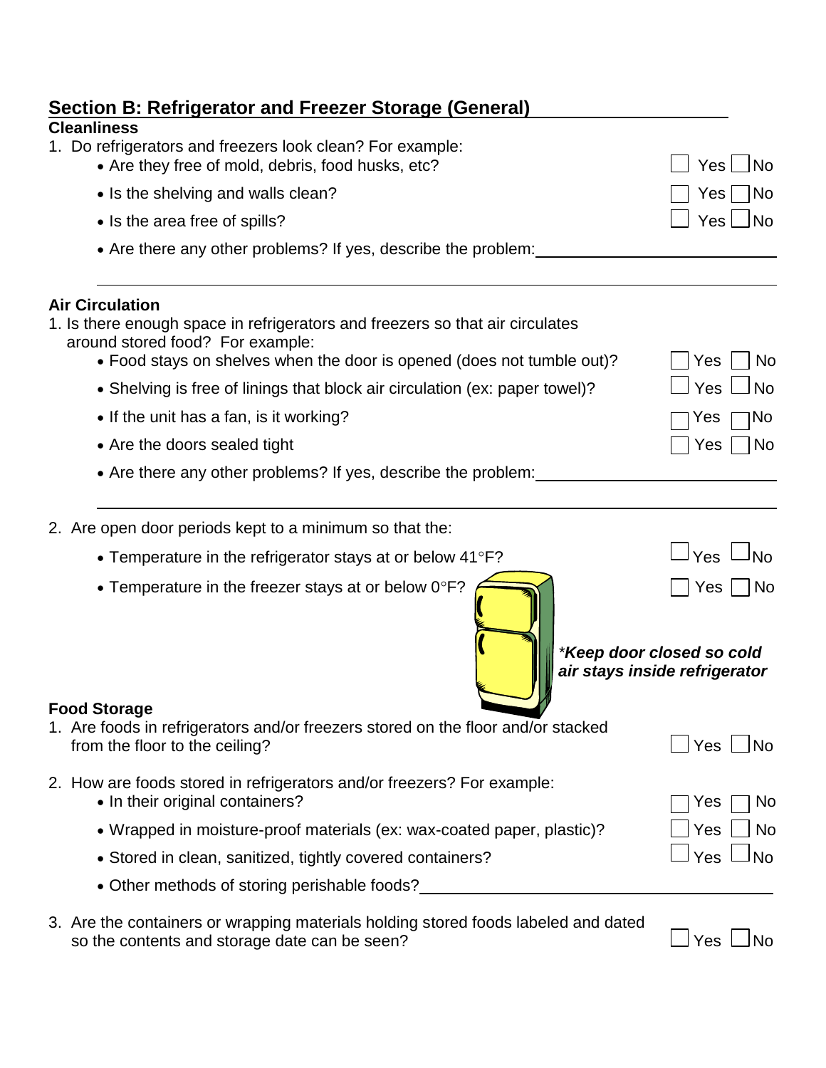## Section B: Refrigerator and Freezer Storage (General)

### Cleanliness

1. Do refrigerators and freezers look clean? For example:
   - Are they free of mold, debris, food husks, etc? ☐ Yes ☐ No
   - Is the shelving and walls clean? ☐ Yes ☐ No
   - Is the area free of spills? ☐ Yes ☐ No
   - Are there any other problems? If yes, describe the problem: ______________________

______________________________________________________________________

### Air Circulation

1. Is there enough space in refrigerators and freezers so that air circulates around stored food? For example:
   - Food stays on shelves when the door is opened (does not tumble out)? ☐ Yes ☐ No
   - Shelving is free of linings that block air circulation (ex: paper towel)? ☐ Yes ☐ No
   - If the unit has a fan, is it working? ☐ Yes ☐ No
   - Are the doors sealed tight ☐ Yes ☐ No
   - Are there any other problems? If yes, describe the problem: ______________________

______________________________________________________________________

2. Are open door periods kept to a minimum so that the:
   - Temperature in the refrigerator stays at or below 41°F? ☐ Yes ☐ No
   - Temperature in the freezer stays at or below 0°F? ☐ Yes ☐ No

****Keep door closed so cold air stays inside refrigerator***

### Food Storage

1. Are foods in refrigerators and/or freezers stored on the floor and/or stacked from the floor to the ceiling? ☐ Yes ☐ No

2. How are foods stored in refrigerators and/or freezers? For example:
   - In their original containers? ☐ Yes ☐ No
   - Wrapped in moisture-proof materials (ex: wax-coated paper, plastic)? ☐ Yes ☐ No
   - Stored in clean, sanitized, tightly covered containers? ☐ Yes ☐ No
   - Other methods of storing perishable foods? ______________________

3. Are the containers or wrapping materials holding stored foods labeled and dated so the contents and storage date can be seen? ☐ Yes ☐ No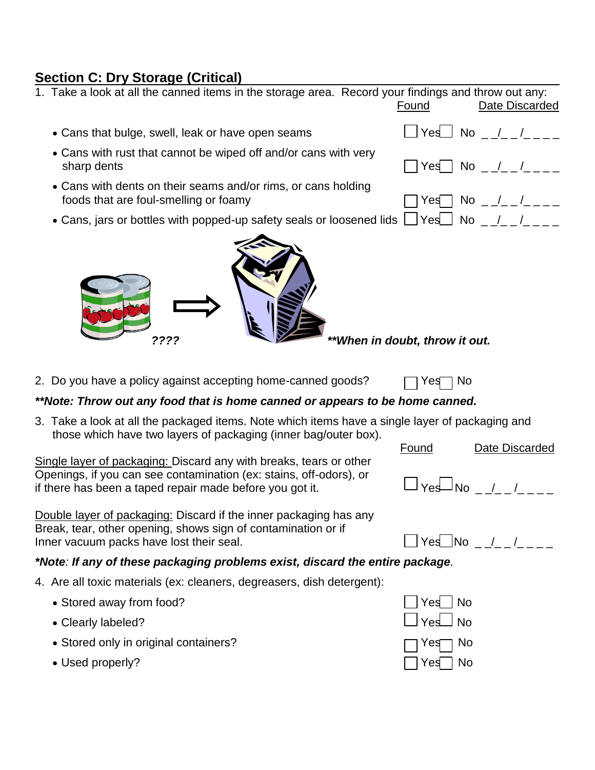## Section C: Dry Storage (Critical)

1. Take a look at all the canned items in the storage area. Record your findings and throw out any:

| | Found | Date Discarded |
|---|---|---|
| • Cans that bulge, swell, leak or have open seams | ☐ Yes ☐ No | _ _/_ _/_ _ _ _ |
| • Cans with rust that cannot be wiped off and/or cans with very sharp dents | ☐ Yes ☐ No | _ _/_ _/_ _ _ _ |
| • Cans with dents on their seams and/or rims, or cans holding foods that are foul-smelling or foamy | ☐ Yes ☐ No | _ _/_ _/_ _ _ _ |
| • Cans, jars or bottles with popped-up safety seals or loosened lids | ☐ Yes ☐ No | _ _/_ _/_ _ _ _ |

????

***When in doubt, throw it out.***

2. Do you have a policy against accepting home-canned goods? ☐ Yes ☐ No

***Note: Throw out any food that is home canned or appears to be home canned.***

3. Take a look at all the packaged items. Note which items have a single layer of packaging and those which have two layers of packaging (inner bag/outer box).

| | Found | Date Discarded |
|---|---|---|
| Single layer of packaging: Discard any with breaks, tears or other Openings, if you can see contamination (ex: stains, off-odors), or if there has been a taped repair made before you got it. | ☐ Yes ☐ No | _ _/_ _/_ _ _ _ |
| Double layer of packaging: Discard if the inner packaging has any Break, tear, other opening, shows sign of contamination or if Inner vacuum packs have lost their seal. | ☐ Yes ☐ No | _ _/_ _/_ _ _ _ |

***Note**: If any of these packaging problems exist, discard the entire package.*

4. Are all toxic materials (ex: cleaners, degreasers, dish detergent):

| | |
|---|---|
| • Stored away from food? | ☐ Yes ☐ No |
| • Clearly labeled? | ☐ Yes ☐ No |
| • Stored only in original containers? | ☐ Yes ☐ No |
| • Used properly? | ☐ Yes ☐ No |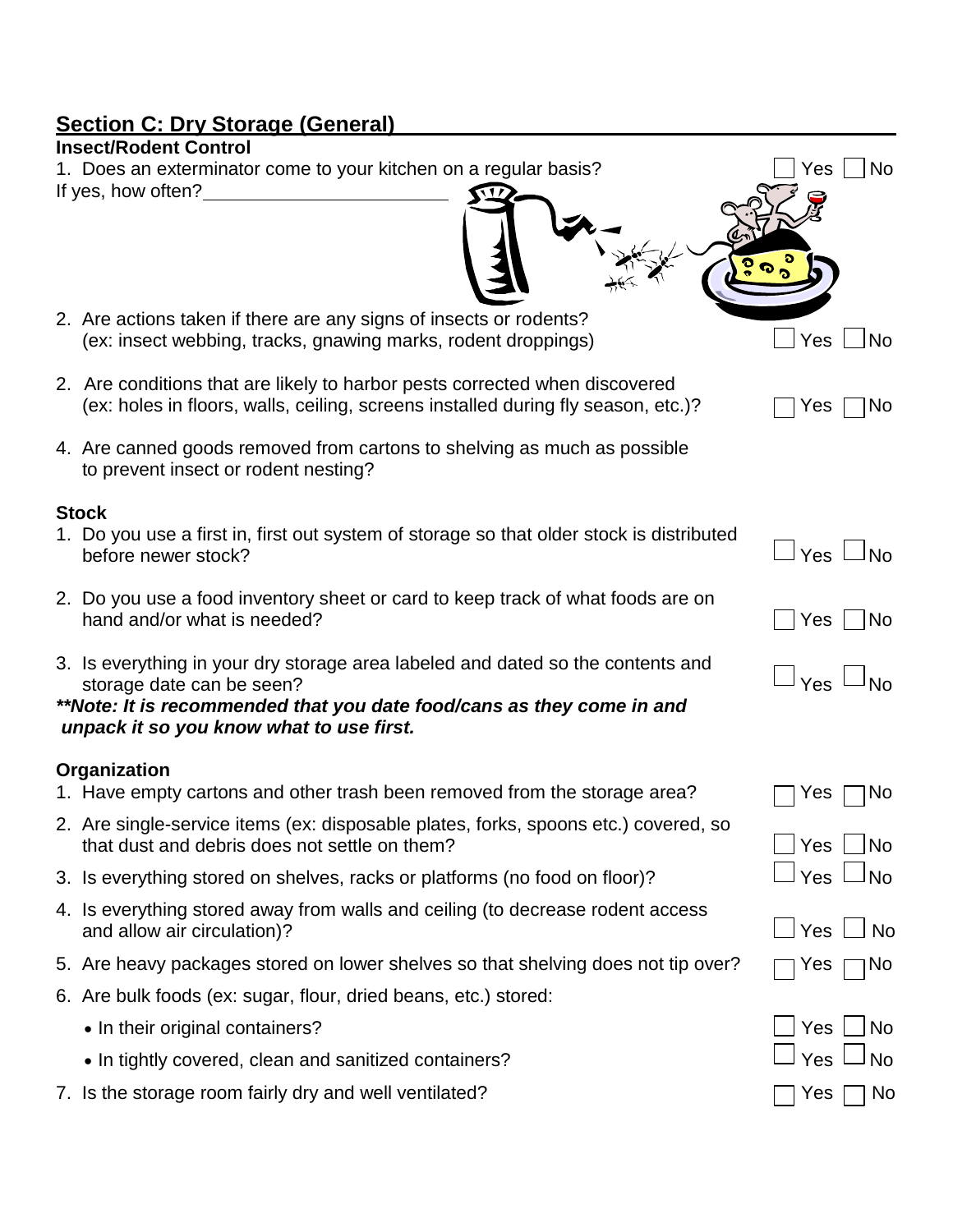## Section C: Dry Storage (General)

**Insect/Rodent Control**

1. Does an exterminator come to your kitchen on a regular basis? ☐ Yes ☐ No

   If yes, how often?\_\_\_\_\_\_\_\_\_\_\_\_\_\_\_\_\_\_\_\_\_\_

2. Are actions taken if there are any signs of insects or rodents? (ex: insect webbing, tracks, gnawing marks, rodent droppings) ☐ Yes ☐ No

2. Are conditions that are likely to harbor pests corrected when discovered (ex: holes in floors, walls, ceiling, screens installed during fly season, etc.)? ☐ Yes ☐ No

4. Are canned goods removed from cartons to shelving as much as possible to prevent insect or rodent nesting?

**Stock**

1. Do you use a first in, first out system of storage so that older stock is distributed before newer stock? ☐ Yes ☐ No

2. Do you use a food inventory sheet or card to keep track of what foods are on hand and/or what is needed? ☐ Yes ☐ No

3. Is everything in your dry storage area labeled and dated so the contents and storage date can be seen? ☐ Yes ☐ No

***\*\*Note: It is recommended that you date food/cans as they come in and unpack it so you know what to use first.***

**Organization**

1. Have empty cartons and other trash been removed from the storage area? ☐ Yes ☐ No
2. Are single-service items (ex: disposable plates, forks, spoons etc.) covered, so that dust and debris does not settle on them? ☐ Yes ☐ No
3. Is everything stored on shelves, racks or platforms (no food on floor)? ☐ Yes ☐ No
4. Is everything stored away from walls and ceiling (to decrease rodent access and allow air circulation)? ☐ Yes ☐ No
5. Are heavy packages stored on lower shelves so that shelving does not tip over? ☐ Yes ☐ No
6. Are bulk foods (ex: sugar, flour, dried beans, etc.) stored:
   - In their original containers? ☐ Yes ☐ No
   - In tightly covered, clean and sanitized containers? ☐ Yes ☐ No
7. Is the storage room fairly dry and well ventilated? ☐ Yes ☐ No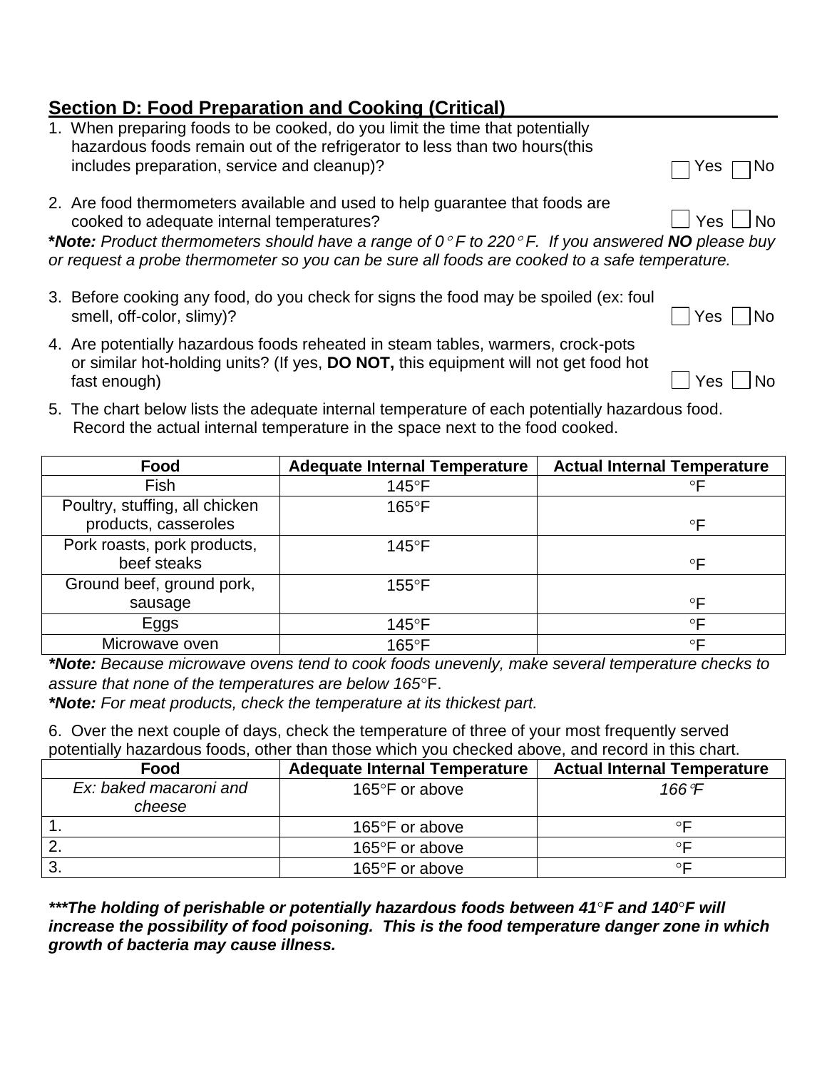## Section D: Food Preparation and Cooking (Critical)

1. When preparing foods to be cooked, do you limit the time that potentially hazardous foods remain out of the refrigerator to less than two hours(this includes preparation, service and cleanup)? ☐ Yes ☐ No

2. Are food thermometers available and used to help guarantee that foods are cooked to adequate internal temperatures? ☐ Yes ☐ No

***Note:** *Product thermometers should have a range of 0°F to 220°F. If you answered **NO** please buy or request a probe thermometer so you can be sure all foods are cooked to a safe temperature.*

3. Before cooking any food, do you check for signs the food may be spoiled (ex: foul smell, off-color, slimy)? ☐ Yes ☐ No

4. Are potentially hazardous foods reheated in steam tables, warmers, crock-pots or similar hot-holding units? (If yes, **DO NOT,** this equipment will not get food hot fast enough) ☐ Yes ☐ No

5. The chart below lists the adequate internal temperature of each potentially hazardous food. Record the actual internal temperature in the space next to the food cooked.

| Food | Adequate Internal Temperature | Actual Internal Temperature |
|---|---|---|
| Fish | 145°F | °F |
| Poultry, stuffing, all chicken products, casseroles | 165°F | °F |
| Pork roasts, pork products, beef steaks | 145°F | °F |
| Ground beef, ground pork, sausage | 155°F | °F |
| Eggs | 145°F | °F |
| Microwave oven | 165°F | °F |

***Note:** Because microwave ovens tend to cook foods unevenly, make several temperature checks to assure that none of the temperatures are below 165°F.*

***Note:** For meat products, check the temperature at its thickest part.*

6. Over the next couple of days, check the temperature of three of your most frequently served potentially hazardous foods, other than those which you checked above, and record in this chart.

| Food | Adequate Internal Temperature | Actual Internal Temperature |
|---|---|---|
| *Ex: baked macaroni and cheese* | 165°F or above | *166°F* |
| 1. | 165°F or above | °F |
| 2. | 165°F or above | °F |
| 3. | 165°F or above | °F |

***\*\*\*The holding of perishable or potentially hazardous foods between 41°F and 140°F will increase the possibility of food poisoning. This is the food temperature danger zone in which growth of bacteria may cause illness.***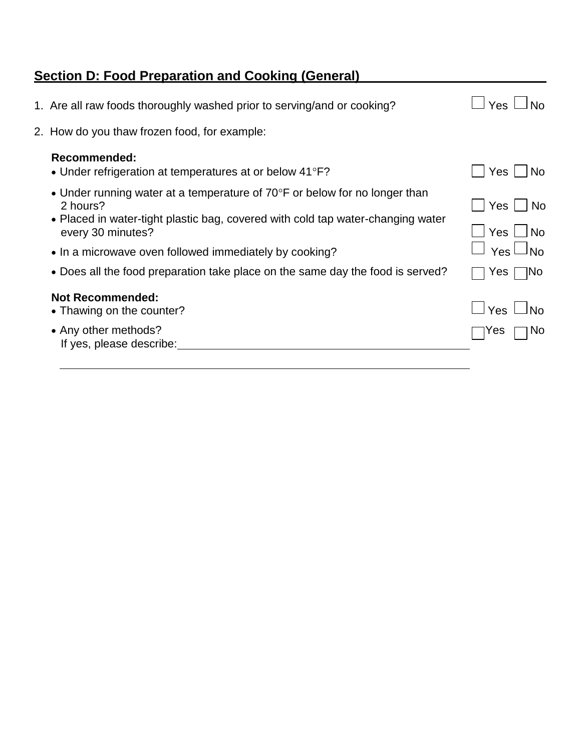## Section D: Food Preparation and Cooking (General)

1. Are all raw foods thoroughly washed prior to serving/and or cooking? ☐ Yes ☐ No

2. How do you thaw frozen food, for example:

   **Recommended:**
   - Under refrigeration at temperatures at or below 41°F? ☐ Yes ☐ No
   - Under running water at a temperature of 70°F or below for no longer than 2 hours? ☐ Yes ☐ No
   - Placed in water-tight plastic bag, covered with cold tap water-changing water every 30 minutes? ☐ Yes ☐ No
   - In a microwave oven followed immediately by cooking? ☐ Yes ☐ No
   - Does all the food preparation take place on the same day the food is served? ☐ Yes ☐ No

   **Not Recommended:**
   - Thawing on the counter? ☐ Yes ☐ No
   - Any other methods? ☐ Yes ☐ No
     If yes, please describe: ______________________________________________

     ______________________________________________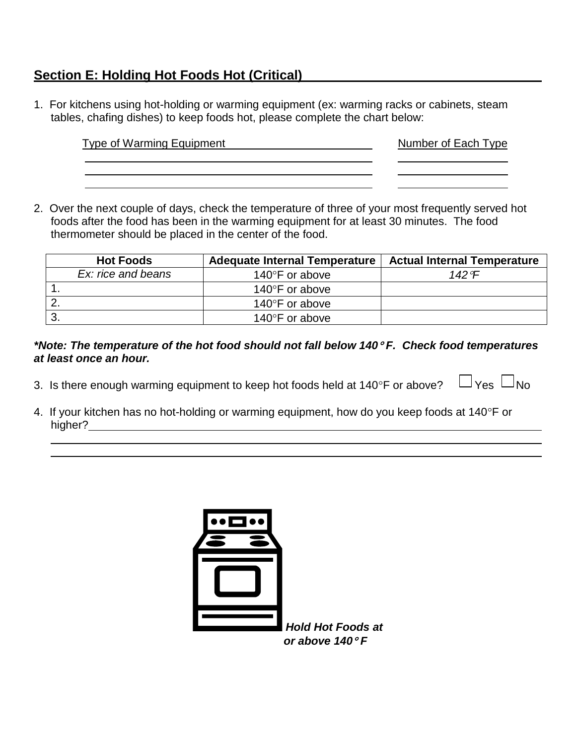## Section E: Holding Hot Foods Hot (Critical)

1. For kitchens using hot-holding or warming equipment (ex: warming racks or cabinets, steam tables, chafing dishes) to keep foods hot, please complete the chart below:

| Type of Warming Equipment | Number of Each Type |
|---|---|
| | |
| | |
| | |

2. Over the next couple of days, check the temperature of three of your most frequently served hot foods after the food has been in the warming equipment for at least 30 minutes. The food thermometer should be placed in the center of the food.

| Hot Foods | Adequate Internal Temperature | Actual Internal Temperature |
|---|---|---|
| *Ex: rice and beans* | 140°F or above | *142°F* |
| 1. | 140°F or above | |
| 2. | 140°F or above | |
| 3. | 140°F or above | |

***Note: The temperature of the hot food should not fall below 140° F. Check food temperatures at least once an hour.***

3. Is there enough warming equipment to keep hot foods held at 140°F or above? ☐ Yes ☐ No

4. If your kitchen has no hot-holding or warming equipment, how do you keep foods at 140°F or higher?\_\_\_\_\_\_\_\_\_\_\_\_\_\_\_\_\_\_\_\_\_\_\_\_\_\_\_\_\_\_\_\_\_\_\_\_\_\_\_\_\_\_\_\_\_\_\_\_\_\_\_\_\_\_\_\_\_\_\_\_

***Hold Hot Foods at or above 140° F***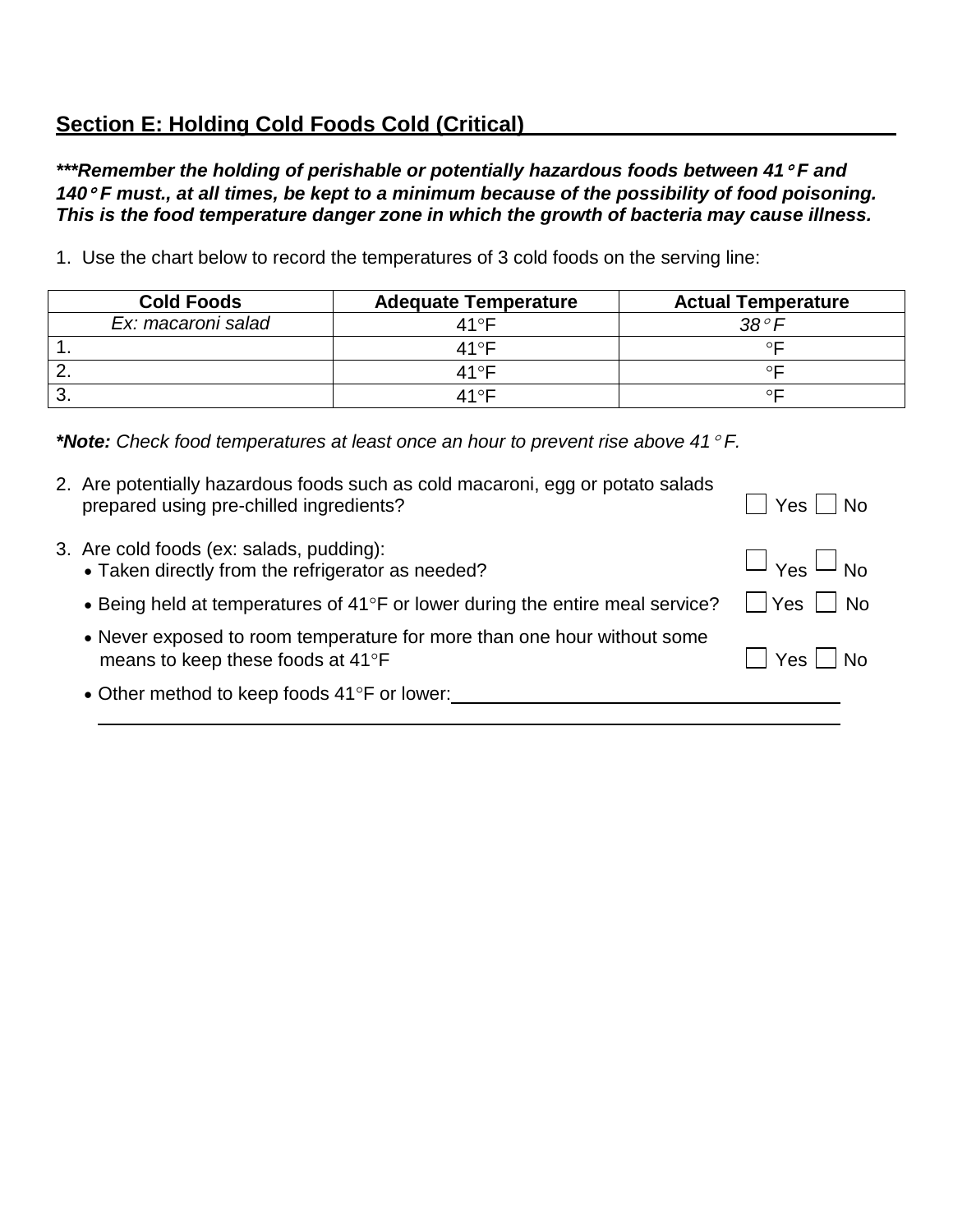## Section E: Holding Cold Foods Cold (Critical)

***\*\*\*Remember the holding of perishable or potentially hazardous foods between 41° F and 140° F must., at all times, be kept to a minimum because of the possibility of food poisoning. This is the food temperature danger zone in which the growth of bacteria may cause illness.***

1. Use the chart below to record the temperatures of 3 cold foods on the serving line:

| Cold Foods | Adequate Temperature | Actual Temperature |
|---|---|---|
| *Ex: macaroni salad* | 41°F | *38° F* |
| 1. | 41°F | °F |
| 2. | 41°F | °F |
| 3. | 41°F | °F |

***\*Note:** Check food temperatures at least once an hour to prevent rise above 41° F.*

2. Are potentially hazardous foods such as cold macaroni, egg or potato salads prepared using pre-chilled ingredients? ☐ Yes ☐ No

3. Are cold foods (ex: salads, pudding):
   - Taken directly from the refrigerator as needed? ☐ Yes ☐ No
   - Being held at temperatures of 41°F or lower during the entire meal service? ☐ Yes ☐ No
   - Never exposed to room temperature for more than one hour without some means to keep these foods at 41°F ☐ Yes ☐ No
   - Other method to keep foods 41°F or lower: ____________________________________

   ____________________________________________________________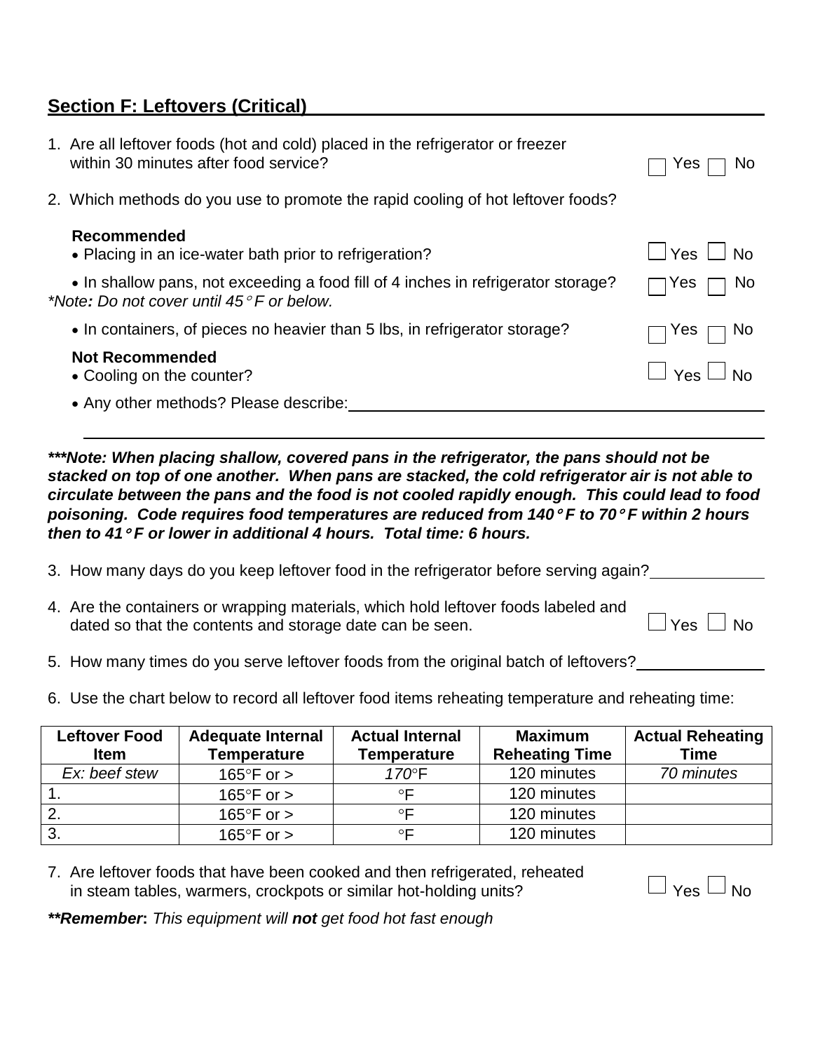## Section F: Leftovers (Critical)

1. Are all leftover foods (hot and cold) placed in the refrigerator or freezer within 30 minutes after food service? ☐ Yes ☐ No

2. Which methods do you use to promote the rapid cooling of hot leftover foods?

   **Recommended**
   - Placing in an ice-water bath prior to refrigeration? ☐ Yes ☐ No
   - In shallow pans, not exceeding a food fill of 4 inches in refrigerator storage? ☐ Yes ☐ No
   
   *Note: Do not cover until 45° F or below.*
   - In containers, of pieces no heavier than 5 lbs, in refrigerator storage? ☐ Yes ☐ No

   **Not Recommended**
   - Cooling on the counter? ☐ Yes ☐ No
   - Any other methods? Please describe:\_\_\_\_\_\_\_\_\_\_\_\_\_\_\_\_\_\_\_\_\_\_\_\_\_\_\_\_\_\_\_\_

   \_\_\_\_\_\_\_\_\_\_\_\_\_\_\_\_\_\_\_\_\_\_\_\_\_\_\_\_\_\_\_\_\_\_\_\_\_\_\_\_\_\_\_\_\_\_\_\_\_\_\_\_\_\_\_\_

***\*\*\*Note: When placing shallow, covered pans in the refrigerator, the pans should not be stacked on top of one another. When pans are stacked, the cold refrigerator air is not able to circulate between the pans and the food is not cooled rapidly enough. This could lead to food poisoning. Code requires food temperatures are reduced from 140° F to 70° F within 2 hours then to 41° F or lower in additional 4 hours. Total time: 6 hours.***

3. How many days do you keep leftover food in the refrigerator before serving again?\_\_\_\_\_\_\_\_\_\_\_\_

4. Are the containers or wrapping materials, which hold leftover foods labeled and dated so that the contents and storage date can be seen. ☐ Yes ☐ No

5. How many times do you serve leftover foods from the original batch of leftovers?\_\_\_\_\_\_\_\_\_\_\_\_

6. Use the chart below to record all leftover food items reheating temperature and reheating time:

| Leftover Food Item | Adequate Internal Temperature | Actual Internal Temperature | Maximum Reheating Time | Actual Reheating Time |
|---|---|---|---|---|
| *Ex: beef stew* | 165°F or > | *170°*F | 120 minutes | *70 minutes* |
| 1. | 165°F or > | °F | 120 minutes | |
| 2. | 165°F or > | °F | 120 minutes | |
| 3. | 165°F or > | °F | 120 minutes | |

7. Are leftover foods that have been cooked and then refrigerated, reheated in steam tables, warmers, crockpots or similar hot-holding units? ☐ Yes ☐ No

***\*\*Remember**: This equipment will **not** get food hot fast enough*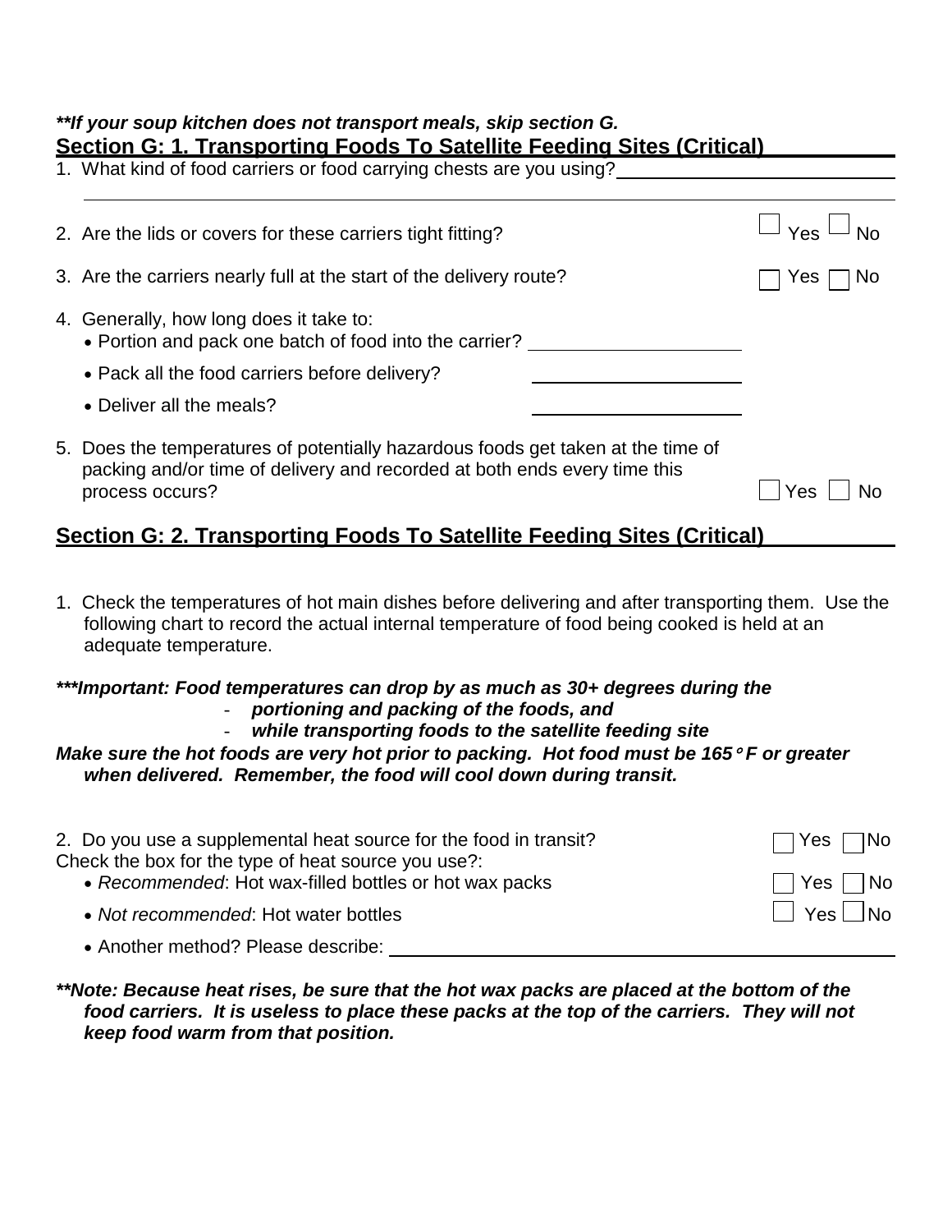***If your soup kitchen does not transport meals, skip section G.**

## Section G: 1. Transporting Foods To Satellite Feeding Sites (Critical)

1. What kind of food carriers or food carrying chests are you using? ______________________________

   ______________________________________________________________________________

2. Are the lids or covers for these carriers tight fitting? ☐ Yes ☐ No

3. Are the carriers nearly full at the start of the delivery route? ☐ Yes ☐ No

4. Generally, how long does it take to:
   - Portion and pack one batch of food into the carrier? ____________________
   - Pack all the food carriers before delivery? ____________________
   - Deliver all the meals? ____________________

5. Does the temperatures of potentially hazardous foods get taken at the time of packing and/or time of delivery and recorded at both ends every time this process occurs? ☐ Yes ☐ No

## Section G: 2. Transporting Foods To Satellite Feeding Sites (Critical)

1. Check the temperatures of hot main dishes before delivering and after transporting them. Use the following chart to record the actual internal temperature of food being cooked is held at an adequate temperature.

****Important: Food temperatures can drop by as much as 30+ degrees during the***
- ***portioning and packing of the foods, and***
- ***while transporting foods to the satellite feeding site***

***Make sure the hot foods are very hot prior to packing. Hot food must be 165° F or greater when delivered. Remember, the food will cool down during transit.***

2. Do you use a supplemental heat source for the food in transit? ☐ Yes ☐ No

Check the box for the type of heat source you use?:
- *Recommended*: Hot wax-filled bottles or hot wax packs ☐ Yes ☐ No
- *Not recommended*: Hot water bottles ☐ Yes ☐ No
- Another method? Please describe: ______________________________

***Note: Because heat rises, be sure that the hot wax packs are placed at the bottom of the food carriers. It is useless to place these packs at the top of the carriers. They will not keep food warm from that position.**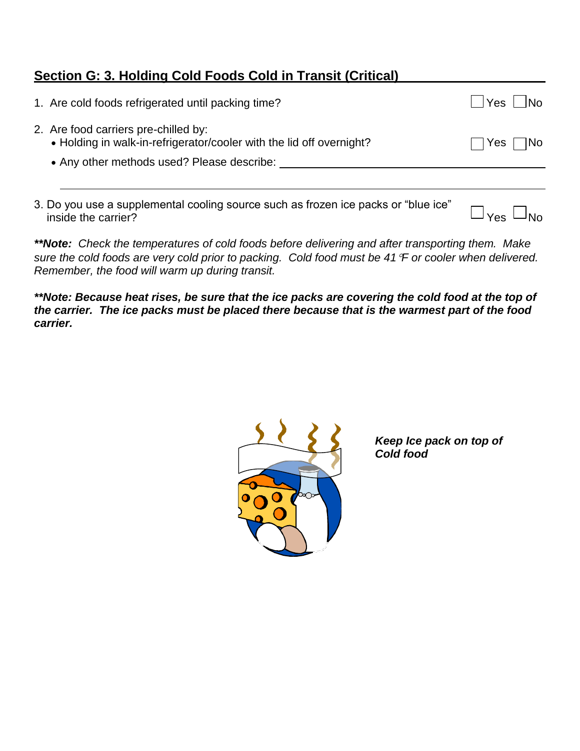## Section G: 3. Holding Cold Foods Cold in Transit (Critical)

1. Are cold foods refrigerated until packing time? ☐ Yes ☐ No

2. Are food carriers pre-chilled by:
   - Holding in walk-in-refrigerator/cooler with the lid off overnight? ☐ Yes ☐ No
   - Any other methods used? Please describe: ______________________

   ______________________________________________

3. Do you use a supplemental cooling source such as frozen ice packs or "blue ice" inside the carrier? ☐ Yes ☐ No

***\*\*Note:** Check the temperatures of cold foods before delivering and after transporting them. Make sure the cold foods are very cold prior to packing. Cold food must be 41°F or cooler when delivered. Remember, the food will warm up during transit.*

***\*\*Note: Because heat rises, be sure that the ice packs are covering the cold food at the top of the carrier. The ice packs must be placed there because that is the warmest part of the food carrier.***

***Keep Ice pack on top of Cold food***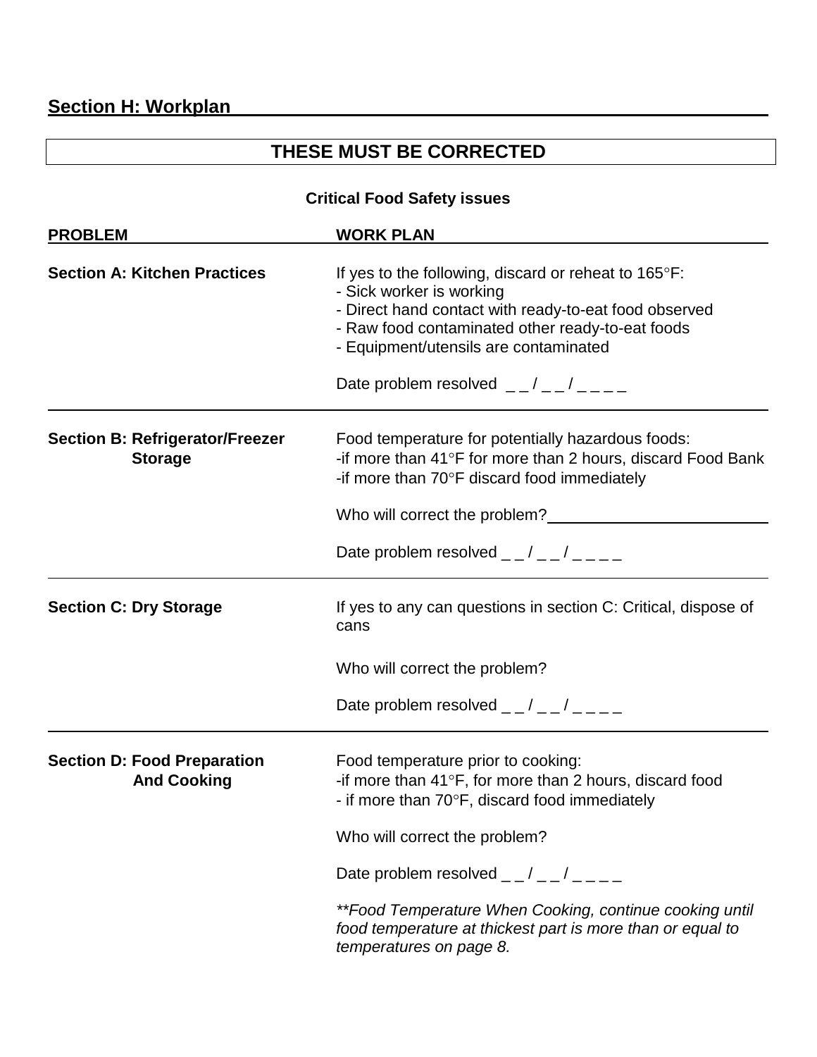## Section H: Workplan

### THESE MUST BE CORRECTED

**Critical Food Safety issues**

| PROBLEM | WORK PLAN |
|---|---|
| **Section A: Kitchen Practices** | If yes to the following, discard or reheat to 165°F:<br>- Sick worker is working<br>- Direct hand contact with ready-to-eat food observed<br>- Raw food contaminated other ready-to-eat foods<br>- Equipment/utensils are contaminated<br><br>Date problem resolved _ _ / _ _ / _ _ _ _ |
| **Section B: Refrigerator/Freezer Storage** | Food temperature for potentially hazardous foods:<br>-if more than 41°F for more than 2 hours, discard Food Bank<br>-if more than 70°F discard food immediately<br><br>Who will correct the problem?________________________<br><br>Date problem resolved _ _ / _ _ / _ _ _ _ |
| **Section C: Dry Storage** | If yes to any can questions in section C: Critical, dispose of cans<br><br>Who will correct the problem?<br><br>Date problem resolved _ _ / _ _ / _ _ _ _ |
| **Section D: Food Preparation And Cooking** | Food temperature prior to cooking:<br>-if more than 41°F, for more than 2 hours, discard food<br>- if more than 70°F, discard food immediately<br><br>Who will correct the problem?<br><br>Date problem resolved _ _ / _ _ / _ _ _ _<br><br>*\*\*Food Temperature When Cooking, continue cooking until food temperature at thickest part is more than or equal to temperatures on page 8.* |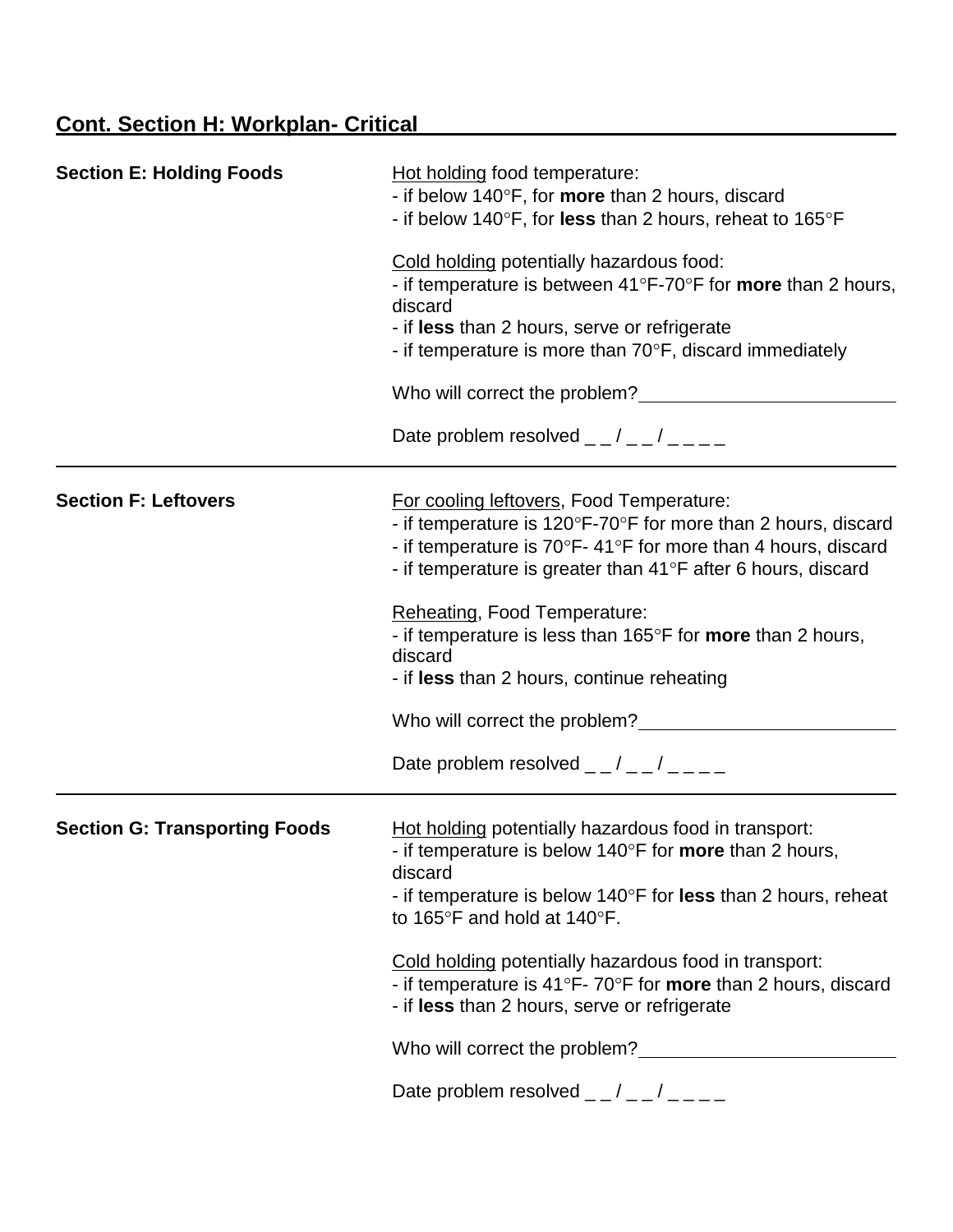## Cont. Section H: Workplan- Critical

**Section E: Holding Foods**

<u>Hot holding</u> food temperature:
- if below 140°F, for **more** than 2 hours, discard
- if below 140°F, for **less** than 2 hours, reheat to 165°F

<u>Cold holding</u> potentially hazardous food:
- if temperature is between 41°F-70°F for **more** than 2 hours, discard
- if **less** than 2 hours, serve or refrigerate
- if temperature is more than 70°F, discard immediately

Who will correct the problem?\_\_\_\_\_\_\_\_\_\_\_\_\_\_\_\_\_\_\_\_\_\_\_\_\_\_

Date problem resolved _ _ / _ _ / _ _ _ _

---

**Section F: Leftovers**

<u>For cooling leftovers</u>, Food Temperature:
- if temperature is 120°F-70°F for more than 2 hours, discard
- if temperature is 70°F- 41°F for more than 4 hours, discard
- if temperature is greater than 41°F after 6 hours, discard

<u>Reheating</u>, Food Temperature:
- if temperature is less than 165°F for **more** than 2 hours, discard
- if **less** than 2 hours, continue reheating

Who will correct the problem?\_\_\_\_\_\_\_\_\_\_\_\_\_\_\_\_\_\_\_\_\_\_\_\_\_\_

Date problem resolved _ _ / _ _ / _ _ _ _

---

**Section G: Transporting Foods**

<u>Hot holding</u> potentially hazardous food in transport:
- if temperature is below 140°F for **more** than 2 hours, discard
- if temperature is below 140°F for **less** than 2 hours, reheat to 165°F and hold at 140°F.

<u>Cold holding</u> potentially hazardous food in transport:
- if temperature is 41°F- 70°F for **more** than 2 hours, discard
- if **less** than 2 hours, serve or refrigerate

Who will correct the problem?\_\_\_\_\_\_\_\_\_\_\_\_\_\_\_\_\_\_\_\_\_\_\_\_\_\_

Date problem resolved _ _ / _ _ / _ _ _ _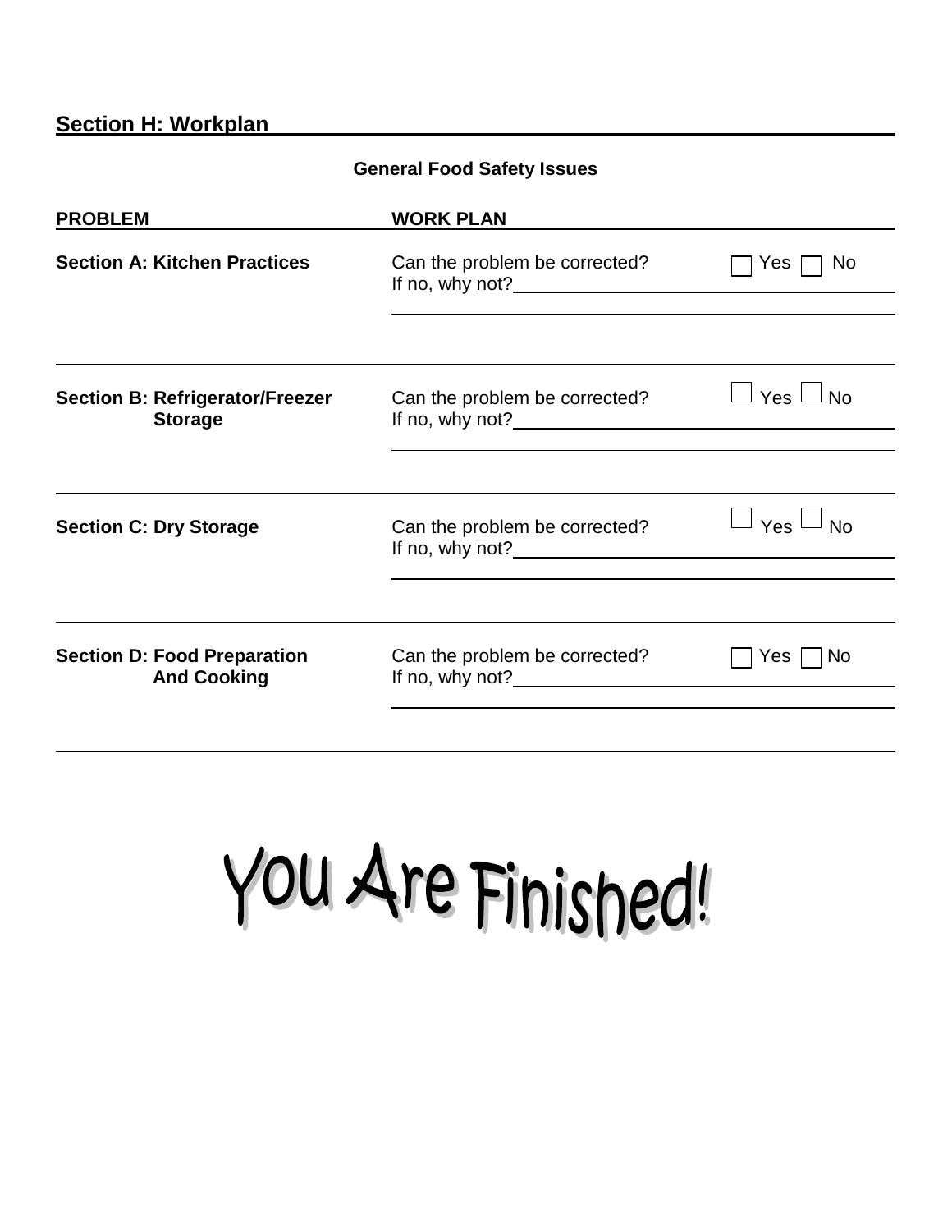## Section H: Workplan

**General Food Safety Issues**

| PROBLEM | WORK PLAN | |
|---|---|---|
| **Section A: Kitchen Practices** | Can the problem be corrected?<br>If no, why not?\_\_\_\_\_\_\_\_\_\_\_\_\_\_\_\_\_\_\_\_ | ☐ Yes ☐ No |
| **Section B: Refrigerator/Freezer Storage** | Can the problem be corrected?<br>If no, why not?\_\_\_\_\_\_\_\_\_\_\_\_\_\_\_\_\_\_\_\_ | ☐ Yes ☐ No |
| **Section C: Dry Storage** | Can the problem be corrected?<br>If no, why not?\_\_\_\_\_\_\_\_\_\_\_\_\_\_\_\_\_\_\_\_ | ☐ Yes ☐ No |
| **Section D: Food Preparation And Cooking** | Can the problem be corrected?<br>If no, why not?\_\_\_\_\_\_\_\_\_\_\_\_\_\_\_\_\_\_\_\_ | ☐ Yes ☐ No |

# You Are Finished!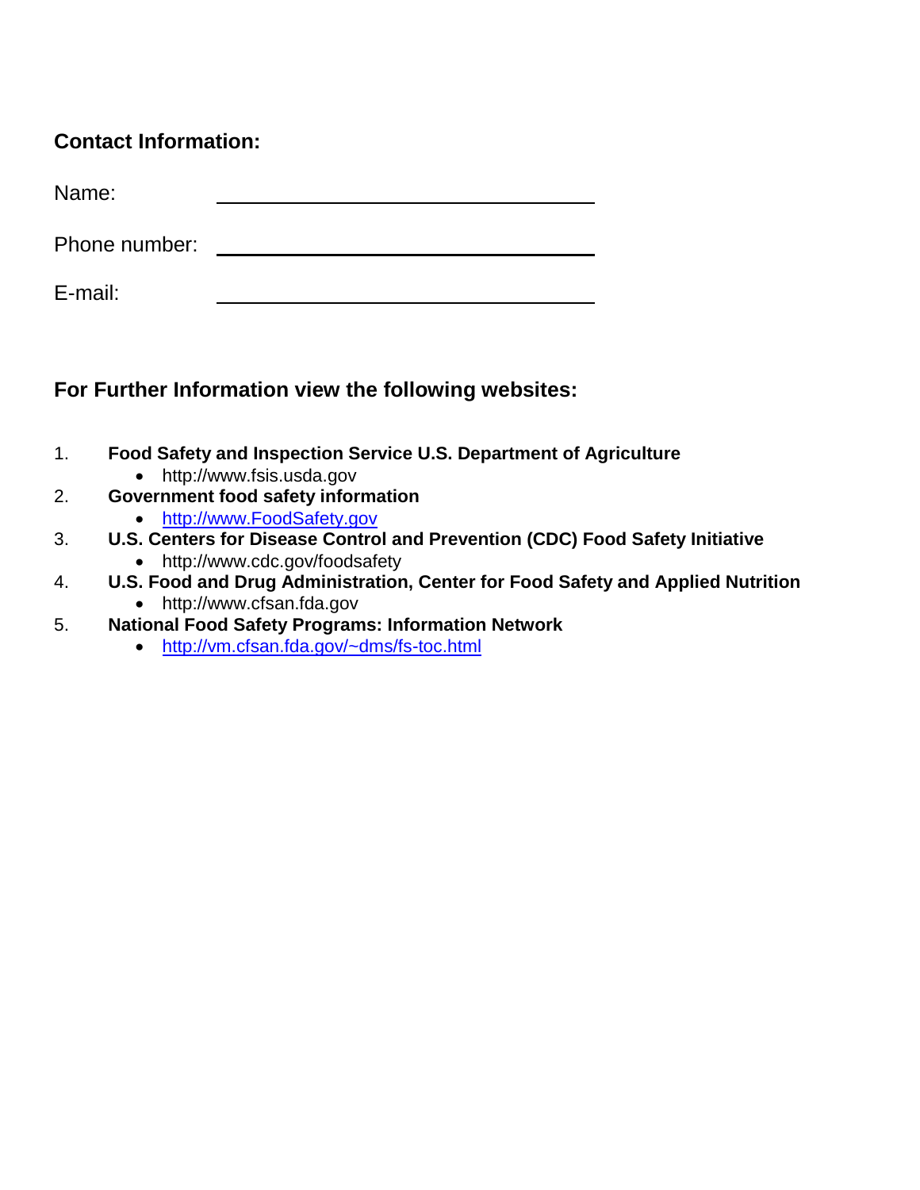**Contact Information:**

Name: \_\_\_\_\_\_\_\_\_\_\_\_\_\_\_\_\_\_\_\_\_\_\_\_\_\_\_\_\_\_

Phone number: \_\_\_\_\_\_\_\_\_\_\_\_\_\_\_\_\_\_\_\_\_\_\_\_\_\_\_\_\_\_

E-mail: \_\_\_\_\_\_\_\_\_\_\_\_\_\_\_\_\_\_\_\_\_\_\_\_\_\_\_\_\_\_

## For Further Information view the following websites:

1. **Food Safety and Inspection Service U.S. Department of Agriculture**
   - http://www.fsis.usda.gov
2. **Government food safety information**
   - http://www.FoodSafety.gov
3. **U.S. Centers for Disease Control and Prevention (CDC) Food Safety Initiative**
   - http://www.cdc.gov/foodsafety
4. **U.S. Food and Drug Administration, Center for Food Safety and Applied Nutrition**
   - http://www.cfsan.fda.gov
5. **National Food Safety Programs: Information Network**
   - http://vm.cfsan.fda.gov/~dms/fs-toc.html